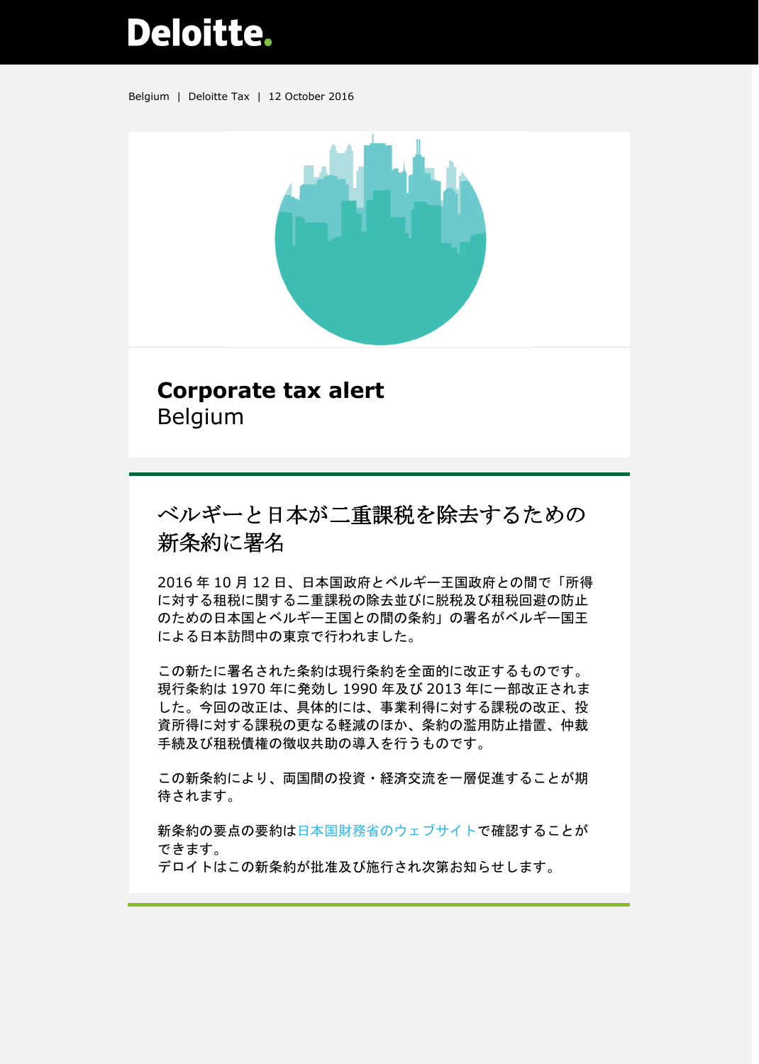Belgium | Deloitte Tax | 12 October 2016

# Corporate tax alert

Belgium

## ベルギーと日本が二重課税を除去するための新条約に署名

2016 年 10 月 12 日、日本国政府とベルギー王国政府との間で「所得に対する租税に関する二重課税の除去並びに脱税及び租税回避の防止のための日本国とベルギー王国との間の条約」の署名がベルギー国王による日本訪問中の東京で行われました。

この新たに署名された条約は現行条約を全面的に改正するものです。現行条約は 1970 年に発効し 1990 年及び 2013 年に一部改正されました。今回の改正は、具体的には、事業利得に対する課税の改正、投資所得に対する課税の更なる軽減のほか、条約の濫用防止措置、仲裁手続及び租税債権の徴収共助の導入を行うものです。

この新条約により、両国間の投資・経済交流を一層促進することが期待されます。

新条約の要点の要約は日本国財務省のウェブサイトで確認することができます。
デロイトはこの新条約が批准及び施行され次第お知らせします。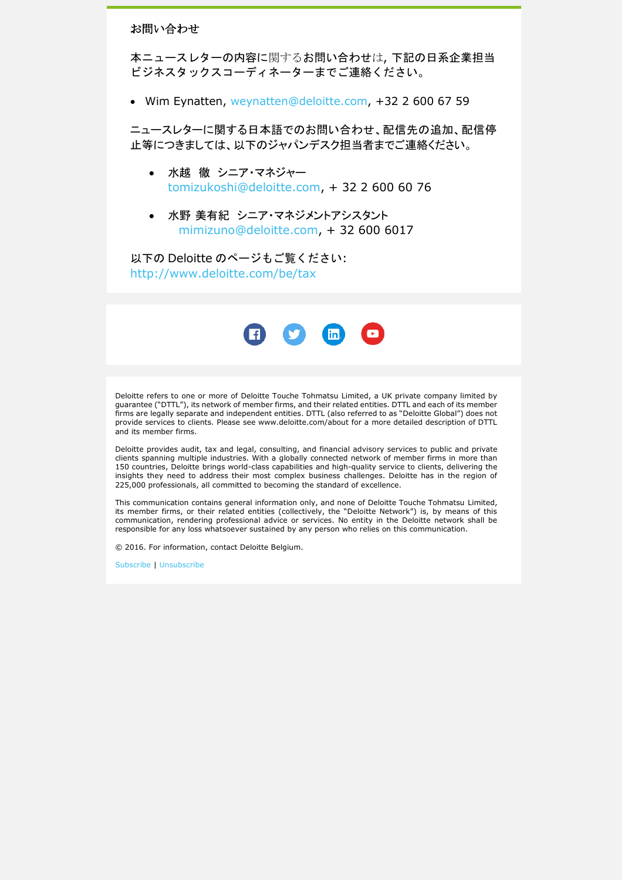### お問い合わせ

本ニュースレターの内容に関するお問い合わせは, 下記の日系企業担当ビジネスタックスコーディネーターまでご連絡ください。

- Wim Eynatten, weynatten@deloitte.com, +32 2 600 67 59

ニュースレターに関する日本語でのお問い合わせ、配信先の追加、配信停止等につきましては、以下のジャパンデスク担当者までご連絡ください。

- 水越 徹 シニア･マネジャー  
  tomizukoshi@deloitte.com, + 32 2 600 60 76

- 水野 美有紀 シニア･マネジメントアシスタント  
  mimizuno@deloitte.com, + 32 600 6017

以下の Deloitte のページもご覧ください:  
http://www.deloitte.com/be/tax

Deloitte refers to one or more of Deloitte Touche Tohmatsu Limited, a UK private company limited by guarantee ("DTTL"), its network of member firms, and their related entities. DTTL and each of its member firms are legally separate and independent entities. DTTL (also referred to as "Deloitte Global") does not provide services to clients. Please see www.deloitte.com/about for a more detailed description of DTTL and its member firms.

Deloitte provides audit, tax and legal, consulting, and financial advisory services to public and private clients spanning multiple industries. With a globally connected network of member firms in more than 150 countries, Deloitte brings world-class capabilities and high-quality service to clients, delivering the insights they need to address their most complex business challenges. Deloitte has in the region of 225,000 professionals, all committed to becoming the standard of excellence.

This communication contains general information only, and none of Deloitte Touche Tohmatsu Limited, its member firms, or their related entities (collectively, the "Deloitte Network") is, by means of this communication, rendering professional advice or services. No entity in the Deloitte network shall be responsible for any loss whatsoever sustained by any person who relies on this communication.

© 2016. For information, contact Deloitte Belgium.

Subscribe | Unsubscribe